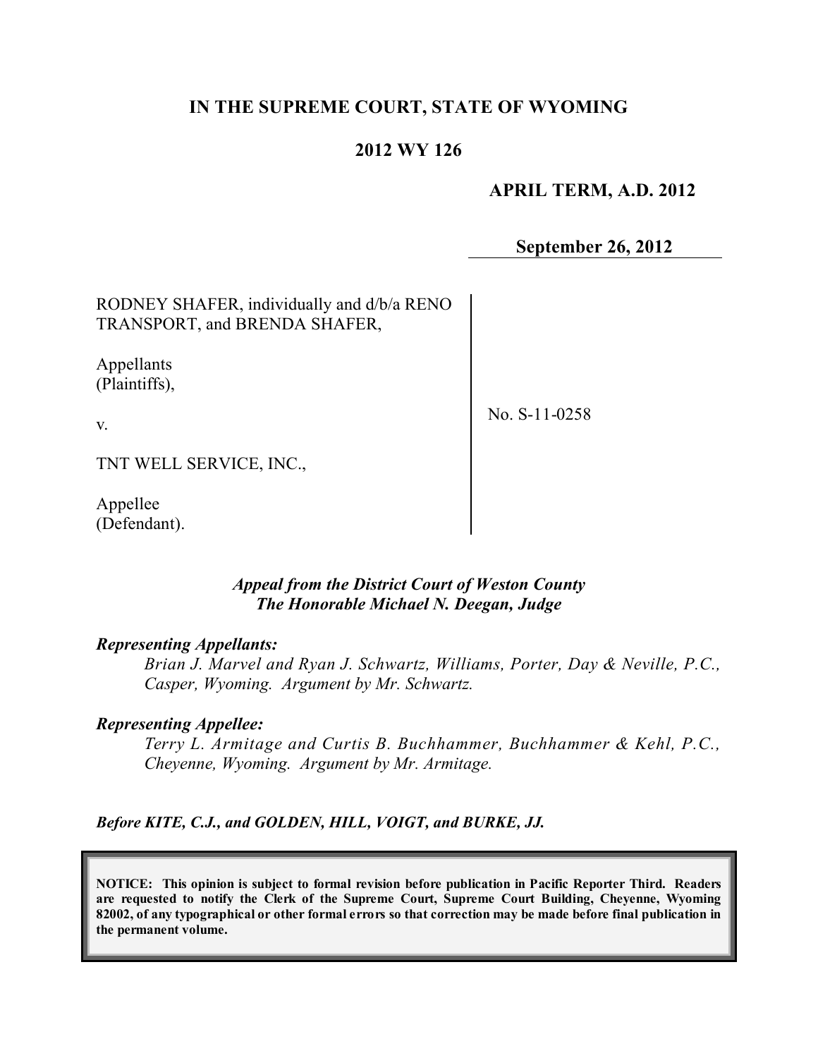# IN THE SUPREME COURT, STATE OF WYOMING

## 2012 WY 126

**APRIL TERM, A.D. 2012**

**September 26, 2012**

| | |
|---|---|
| RODNEY SHAFER, individually and d/b/a RENO TRANSPORT, and BRENDA SHAFER,<br><br>Appellants (Plaintiffs),<br><br>v.<br><br>TNT WELL SERVICE, INC.,<br><br>Appellee (Defendant). | No. S-11-0258 |

*Appeal from the District Court of Weston County*
*The Honorable Michael N. Deegan, Judge*

***Representing Appellants:***

*Brian J. Marvel and Ryan J. Schwartz, Williams, Porter, Day & Neville, P.C., Casper, Wyoming. Argument by Mr. Schwartz.*

***Representing Appellee:***

*Terry L. Armitage and Curtis B. Buchhammer, Buchhammer & Kehl, P.C., Cheyenne, Wyoming. Argument by Mr. Armitage.*

***Before KITE, C.J., and GOLDEN, HILL, VOIGT, and BURKE, JJ.***

**NOTICE: This opinion is subject to formal revision before publication in Pacific Reporter Third. Readers are requested to notify the Clerk of the Supreme Court, Supreme Court Building, Cheyenne, Wyoming 82002, of any typographical or other formal errors so that correction may be made before final publication in the permanent volume.**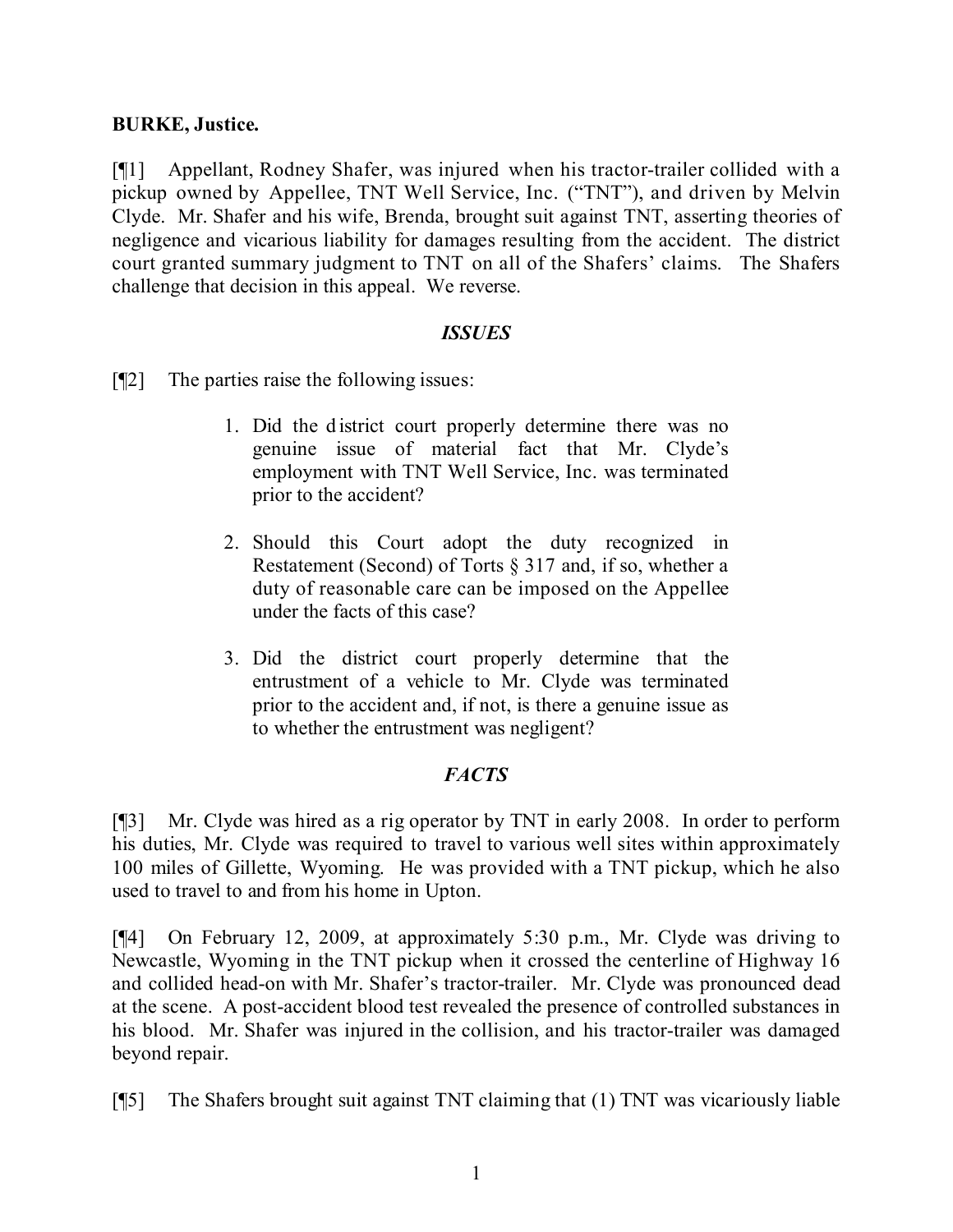**BURKE, Justice.**

[¶1] Appellant, Rodney Shafer, was injured when his tractor-trailer collided with a pickup owned by Appellee, TNT Well Service, Inc. ("TNT"), and driven by Melvin Clyde. Mr. Shafer and his wife, Brenda, brought suit against TNT, asserting theories of negligence and vicarious liability for damages resulting from the accident. The district court granted summary judgment to TNT on all of the Shafers' claims. The Shafers challenge that decision in this appeal. We reverse.

## *ISSUES*

[¶2] The parties raise the following issues:

> 1. Did the district court properly determine there was no genuine issue of material fact that Mr. Clyde's employment with TNT Well Service, Inc. was terminated prior to the accident?
>
> 2. Should this Court adopt the duty recognized in Restatement (Second) of Torts § 317 and, if so, whether a duty of reasonable care can be imposed on the Appellee under the facts of this case?
>
> 3. Did the district court properly determine that the entrustment of a vehicle to Mr. Clyde was terminated prior to the accident and, if not, is there a genuine issue as to whether the entrustment was negligent?

## *FACTS*

[¶3] Mr. Clyde was hired as a rig operator by TNT in early 2008. In order to perform his duties, Mr. Clyde was required to travel to various well sites within approximately 100 miles of Gillette, Wyoming. He was provided with a TNT pickup, which he also used to travel to and from his home in Upton.

[¶4] On February 12, 2009, at approximately 5:30 p.m., Mr. Clyde was driving to Newcastle, Wyoming in the TNT pickup when it crossed the centerline of Highway 16 and collided head-on with Mr. Shafer's tractor-trailer. Mr. Clyde was pronounced dead at the scene. A post-accident blood test revealed the presence of controlled substances in his blood. Mr. Shafer was injured in the collision, and his tractor-trailer was damaged beyond repair.

[¶5] The Shafers brought suit against TNT claiming that (1) TNT was vicariously liable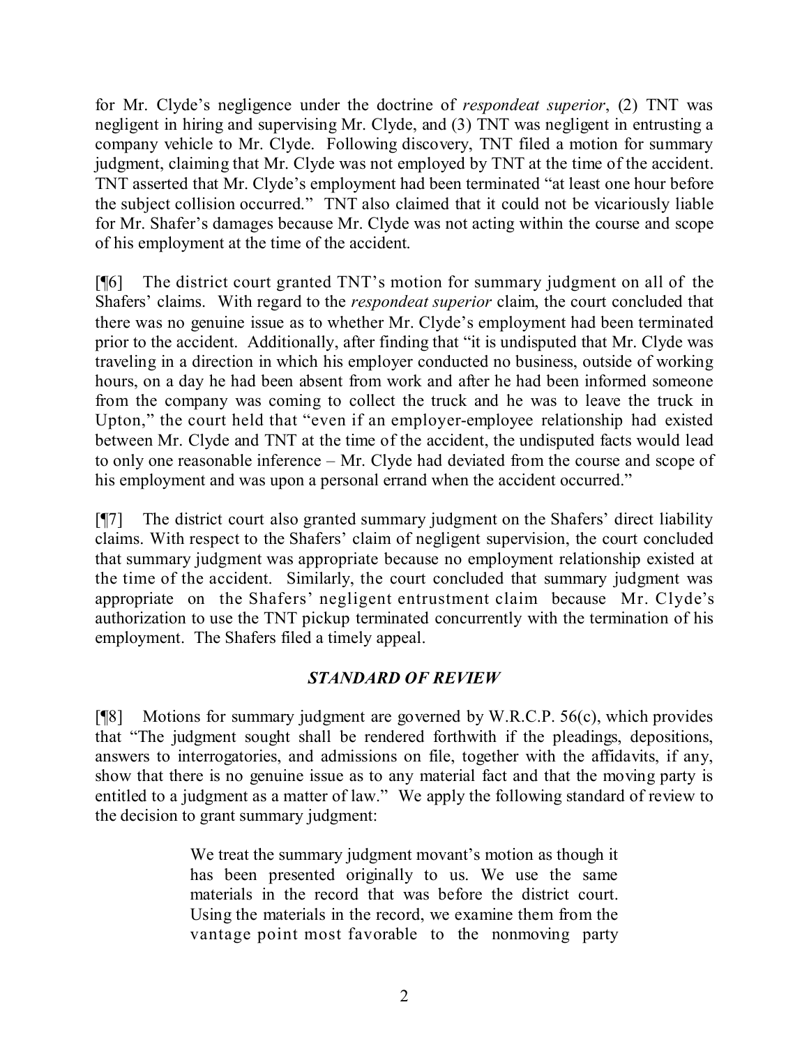for Mr. Clyde's negligence under the doctrine of *respondeat superior*, (2) TNT was negligent in hiring and supervising Mr. Clyde, and (3) TNT was negligent in entrusting a company vehicle to Mr. Clyde. Following discovery, TNT filed a motion for summary judgment, claiming that Mr. Clyde was not employed by TNT at the time of the accident. TNT asserted that Mr. Clyde's employment had been terminated "at least one hour before the subject collision occurred." TNT also claimed that it could not be vicariously liable for Mr. Shafer's damages because Mr. Clyde was not acting within the course and scope of his employment at the time of the accident.

[¶6] The district court granted TNT's motion for summary judgment on all of the Shafers' claims. With regard to the *respondeat superior* claim, the court concluded that there was no genuine issue as to whether Mr. Clyde's employment had been terminated prior to the accident. Additionally, after finding that "it is undisputed that Mr. Clyde was traveling in a direction in which his employer conducted no business, outside of working hours, on a day he had been absent from work and after he had been informed someone from the company was coming to collect the truck and he was to leave the truck in Upton," the court held that "even if an employer-employee relationship had existed between Mr. Clyde and TNT at the time of the accident, the undisputed facts would lead to only one reasonable inference – Mr. Clyde had deviated from the course and scope of his employment and was upon a personal errand when the accident occurred."

[¶7] The district court also granted summary judgment on the Shafers' direct liability claims. With respect to the Shafers' claim of negligent supervision, the court concluded that summary judgment was appropriate because no employment relationship existed at the time of the accident. Similarly, the court concluded that summary judgment was appropriate on the Shafers' negligent entrustment claim because Mr. Clyde's authorization to use the TNT pickup terminated concurrently with the termination of his employment. The Shafers filed a timely appeal.

## *STANDARD OF REVIEW*

[¶8] Motions for summary judgment are governed by W.R.C.P. 56(c), which provides that "The judgment sought shall be rendered forthwith if the pleadings, depositions, answers to interrogatories, and admissions on file, together with the affidavits, if any, show that there is no genuine issue as to any material fact and that the moving party is entitled to a judgment as a matter of law." We apply the following standard of review to the decision to grant summary judgment:

> We treat the summary judgment movant's motion as though it has been presented originally to us. We use the same materials in the record that was before the district court. Using the materials in the record, we examine them from the vantage point most favorable to the nonmoving party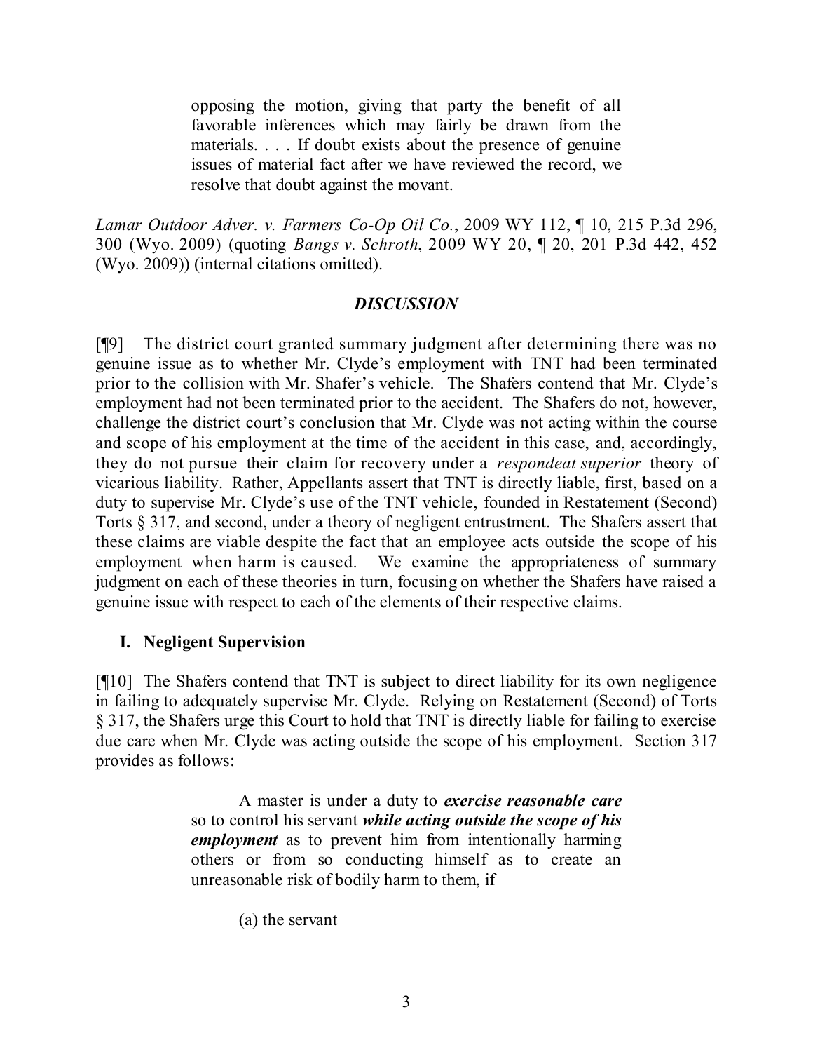> opposing the motion, giving that party the benefit of all favorable inferences which may fairly be drawn from the materials. . . . If doubt exists about the presence of genuine issues of material fact after we have reviewed the record, we resolve that doubt against the movant.

*Lamar Outdoor Adver. v. Farmers Co-Op Oil Co.*, 2009 WY 112, ¶ 10, 215 P.3d 296, 300 (Wyo. 2009) (quoting *Bangs v. Schroth*, 2009 WY 20, ¶ 20, 201 P.3d 442, 452 (Wyo. 2009)) (internal citations omitted).

## *DISCUSSION*

[¶9] The district court granted summary judgment after determining there was no genuine issue as to whether Mr. Clyde's employment with TNT had been terminated prior to the collision with Mr. Shafer's vehicle. The Shafers contend that Mr. Clyde's employment had not been terminated prior to the accident. The Shafers do not, however, challenge the district court's conclusion that Mr. Clyde was not acting within the course and scope of his employment at the time of the accident in this case, and, accordingly, they do not pursue their claim for recovery under a *respondeat superior* theory of vicarious liability. Rather, Appellants assert that TNT is directly liable, first, based on a duty to supervise Mr. Clyde's use of the TNT vehicle, founded in Restatement (Second) Torts § 317, and second, under a theory of negligent entrustment. The Shafers assert that these claims are viable despite the fact that an employee acts outside the scope of his employment when harm is caused. We examine the appropriateness of summary judgment on each of these theories in turn, focusing on whether the Shafers have raised a genuine issue with respect to each of the elements of their respective claims.

### I. Negligent Supervision

[¶10] The Shafers contend that TNT is subject to direct liability for its own negligence in failing to adequately supervise Mr. Clyde. Relying on Restatement (Second) of Torts § 317, the Shafers urge this Court to hold that TNT is directly liable for failing to exercise due care when Mr. Clyde was acting outside the scope of his employment. Section 317 provides as follows:

> A master is under a duty to ***exercise reasonable care*** so to control his servant ***while acting outside the scope of his employment*** as to prevent him from intentionally harming others or from so conducting himself as to create an unreasonable risk of bodily harm to them, if
>
> (a) the servant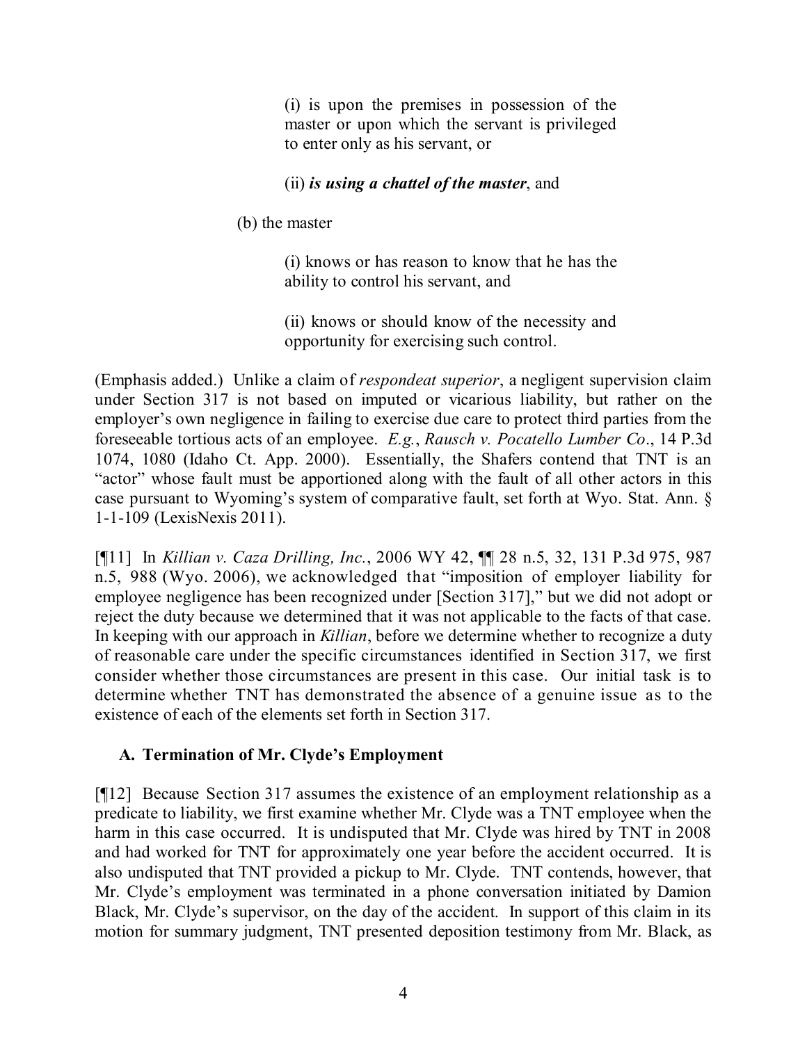(i) is upon the premises in possession of the master or upon which the servant is privileged to enter only as his servant, or

(ii) ***is using a chattel of the master***, and

(b) the master

(i) knows or has reason to know that he has the ability to control his servant, and

(ii) knows or should know of the necessity and opportunity for exercising such control.

(Emphasis added.) Unlike a claim of *respondeat superior*, a negligent supervision claim under Section 317 is not based on imputed or vicarious liability, but rather on the employer's own negligence in failing to exercise due care to protect third parties from the foreseeable tortious acts of an employee. *E.g.*, *Rausch v. Pocatello Lumber Co*., 14 P.3d 1074, 1080 (Idaho Ct. App. 2000). Essentially, the Shafers contend that TNT is an "actor" whose fault must be apportioned along with the fault of all other actors in this case pursuant to Wyoming's system of comparative fault, set forth at Wyo. Stat. Ann. § 1-1-109 (LexisNexis 2011).

[¶11] In *Killian v. Caza Drilling, Inc.*, 2006 WY 42, ¶¶ 28 n.5, 32, 131 P.3d 975, 987 n.5, 988 (Wyo. 2006), we acknowledged that "imposition of employer liability for employee negligence has been recognized under [Section 317]," but we did not adopt or reject the duty because we determined that it was not applicable to the facts of that case. In keeping with our approach in *Killian*, before we determine whether to recognize a duty of reasonable care under the specific circumstances identified in Section 317, we first consider whether those circumstances are present in this case. Our initial task is to determine whether TNT has demonstrated the absence of a genuine issue as to the existence of each of the elements set forth in Section 317.

### A. Termination of Mr. Clyde's Employment

[¶12] Because Section 317 assumes the existence of an employment relationship as a predicate to liability, we first examine whether Mr. Clyde was a TNT employee when the harm in this case occurred. It is undisputed that Mr. Clyde was hired by TNT in 2008 and had worked for TNT for approximately one year before the accident occurred. It is also undisputed that TNT provided a pickup to Mr. Clyde. TNT contends, however, that Mr. Clyde's employment was terminated in a phone conversation initiated by Damion Black, Mr. Clyde's supervisor, on the day of the accident. In support of this claim in its motion for summary judgment, TNT presented deposition testimony from Mr. Black, as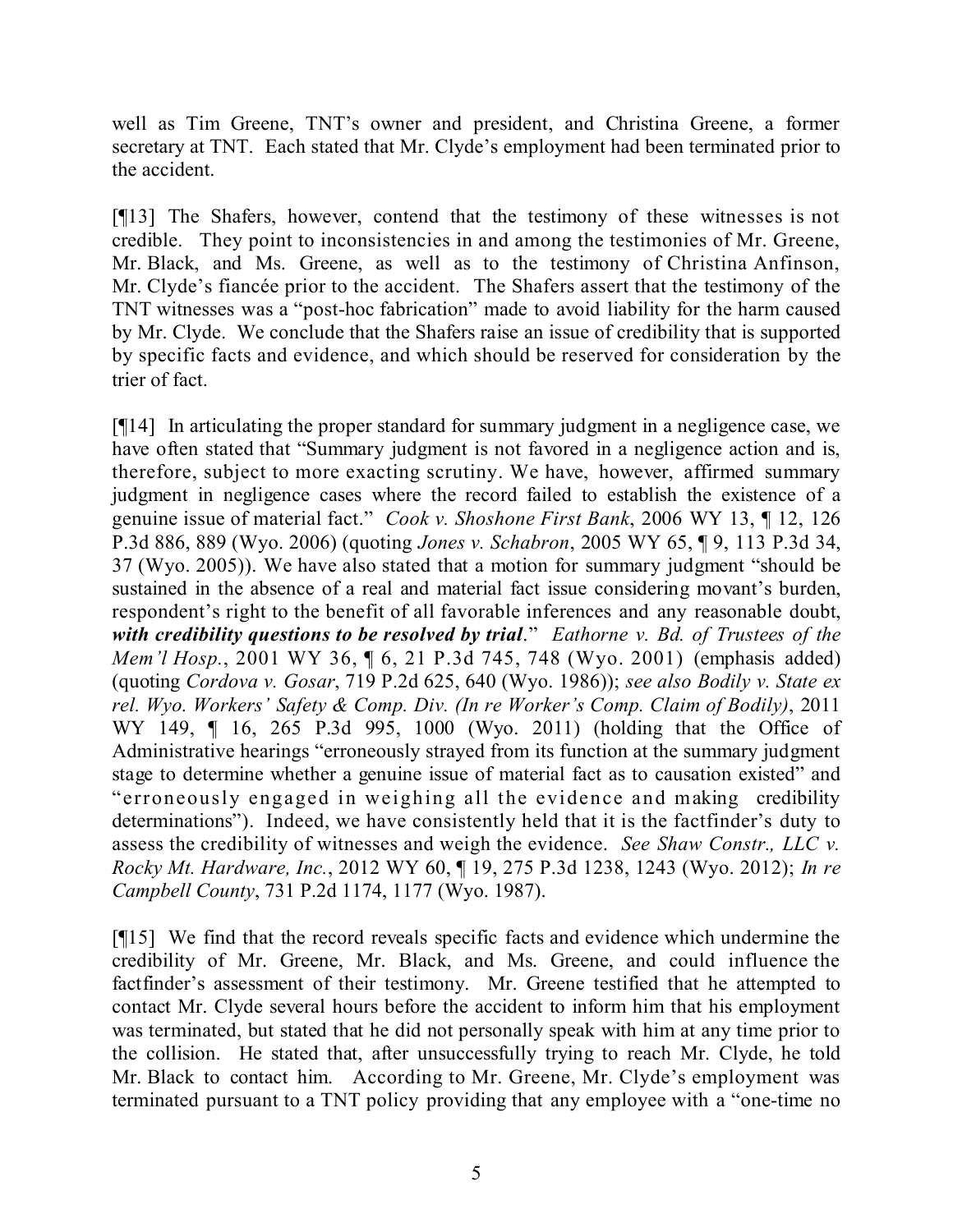well as Tim Greene, TNT's owner and president, and Christina Greene, a former secretary at TNT. Each stated that Mr. Clyde's employment had been terminated prior to the accident.

[¶13] The Shafers, however, contend that the testimony of these witnesses is not credible. They point to inconsistencies in and among the testimonies of Mr. Greene, Mr. Black, and Ms. Greene, as well as to the testimony of Christina Anfinson, Mr. Clyde's fiancée prior to the accident. The Shafers assert that the testimony of the TNT witnesses was a "post-hoc fabrication" made to avoid liability for the harm caused by Mr. Clyde. We conclude that the Shafers raise an issue of credibility that is supported by specific facts and evidence, and which should be reserved for consideration by the trier of fact.

[¶14] In articulating the proper standard for summary judgment in a negligence case, we have often stated that "Summary judgment is not favored in a negligence action and is, therefore, subject to more exacting scrutiny. We have, however, affirmed summary judgment in negligence cases where the record failed to establish the existence of a genuine issue of material fact." *Cook v. Shoshone First Bank*, 2006 WY 13, ¶ 12, 126 P.3d 886, 889 (Wyo. 2006) (quoting *Jones v. Schabron*, 2005 WY 65, ¶ 9, 113 P.3d 34, 37 (Wyo. 2005)). We have also stated that a motion for summary judgment "should be sustained in the absence of a real and material fact issue considering movant's burden, respondent's right to the benefit of all favorable inferences and any reasonable doubt, ***with credibility questions to be resolved by trial***." *Eathorne v. Bd. of Trustees of the Mem'l Hosp.*, 2001 WY 36, ¶ 6, 21 P.3d 745, 748 (Wyo. 2001) (emphasis added) (quoting *Cordova v. Gosar*, 719 P.2d 625, 640 (Wyo. 1986)); *see also Bodily v. State ex rel. Wyo. Workers' Safety & Comp. Div. (In re Worker's Comp. Claim of Bodily)*, 2011 WY 149, ¶ 16, 265 P.3d 995, 1000 (Wyo. 2011) (holding that the Office of Administrative hearings "erroneously strayed from its function at the summary judgment stage to determine whether a genuine issue of material fact as to causation existed" and "erroneously engaged in weighing all the evidence and making credibility determinations"). Indeed, we have consistently held that it is the factfinder's duty to assess the credibility of witnesses and weigh the evidence. *See Shaw Constr., LLC v. Rocky Mt. Hardware, Inc.*, 2012 WY 60, ¶ 19, 275 P.3d 1238, 1243 (Wyo. 2012); *In re Campbell County*, 731 P.2d 1174, 1177 (Wyo. 1987).

[¶15] We find that the record reveals specific facts and evidence which undermine the credibility of Mr. Greene, Mr. Black, and Ms. Greene, and could influence the factfinder's assessment of their testimony. Mr. Greene testified that he attempted to contact Mr. Clyde several hours before the accident to inform him that his employment was terminated, but stated that he did not personally speak with him at any time prior to the collision. He stated that, after unsuccessfully trying to reach Mr. Clyde, he told Mr. Black to contact him. According to Mr. Greene, Mr. Clyde's employment was terminated pursuant to a TNT policy providing that any employee with a "one-time no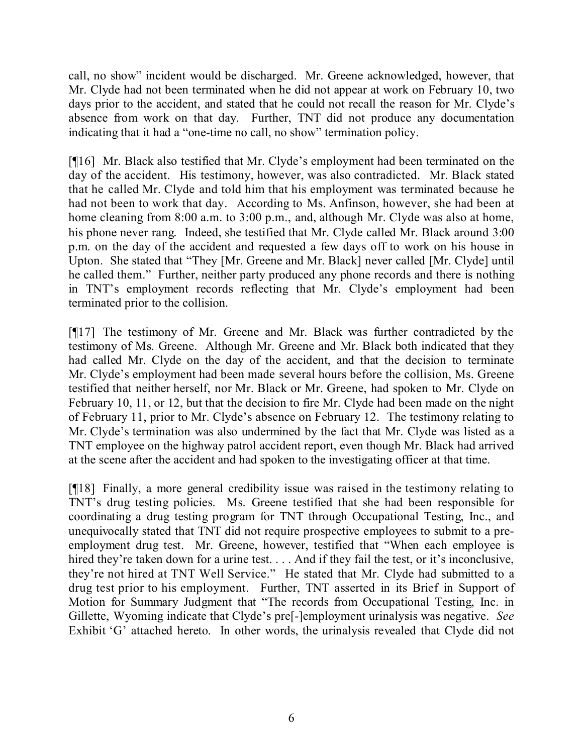call, no show" incident would be discharged. Mr. Greene acknowledged, however, that Mr. Clyde had not been terminated when he did not appear at work on February 10, two days prior to the accident, and stated that he could not recall the reason for Mr. Clyde's absence from work on that day. Further, TNT did not produce any documentation indicating that it had a "one-time no call, no show" termination policy.

[¶16] Mr. Black also testified that Mr. Clyde's employment had been terminated on the day of the accident. His testimony, however, was also contradicted. Mr. Black stated that he called Mr. Clyde and told him that his employment was terminated because he had not been to work that day. According to Ms. Anfinson, however, she had been at home cleaning from 8:00 a.m. to 3:00 p.m., and, although Mr. Clyde was also at home, his phone never rang. Indeed, she testified that Mr. Clyde called Mr. Black around 3:00 p.m. on the day of the accident and requested a few days off to work on his house in Upton. She stated that "They [Mr. Greene and Mr. Black] never called [Mr. Clyde] until he called them." Further, neither party produced any phone records and there is nothing in TNT's employment records reflecting that Mr. Clyde's employment had been terminated prior to the collision.

[¶17] The testimony of Mr. Greene and Mr. Black was further contradicted by the testimony of Ms. Greene. Although Mr. Greene and Mr. Black both indicated that they had called Mr. Clyde on the day of the accident, and that the decision to terminate Mr. Clyde's employment had been made several hours before the collision, Ms. Greene testified that neither herself, nor Mr. Black or Mr. Greene, had spoken to Mr. Clyde on February 10, 11, or 12, but that the decision to fire Mr. Clyde had been made on the night of February 11, prior to Mr. Clyde's absence on February 12. The testimony relating to Mr. Clyde's termination was also undermined by the fact that Mr. Clyde was listed as a TNT employee on the highway patrol accident report, even though Mr. Black had arrived at the scene after the accident and had spoken to the investigating officer at that time.

[¶18] Finally, a more general credibility issue was raised in the testimony relating to TNT's drug testing policies. Ms. Greene testified that she had been responsible for coordinating a drug testing program for TNT through Occupational Testing, Inc., and unequivocally stated that TNT did not require prospective employees to submit to a pre-employment drug test. Mr. Greene, however, testified that "When each employee is hired they're taken down for a urine test. . . . And if they fail the test, or it's inconclusive, they're not hired at TNT Well Service." He stated that Mr. Clyde had submitted to a drug test prior to his employment. Further, TNT asserted in its Brief in Support of Motion for Summary Judgment that "The records from Occupational Testing, Inc. in Gillette, Wyoming indicate that Clyde's pre[-]employment urinalysis was negative. *See* Exhibit 'G' attached hereto. In other words, the urinalysis revealed that Clyde did not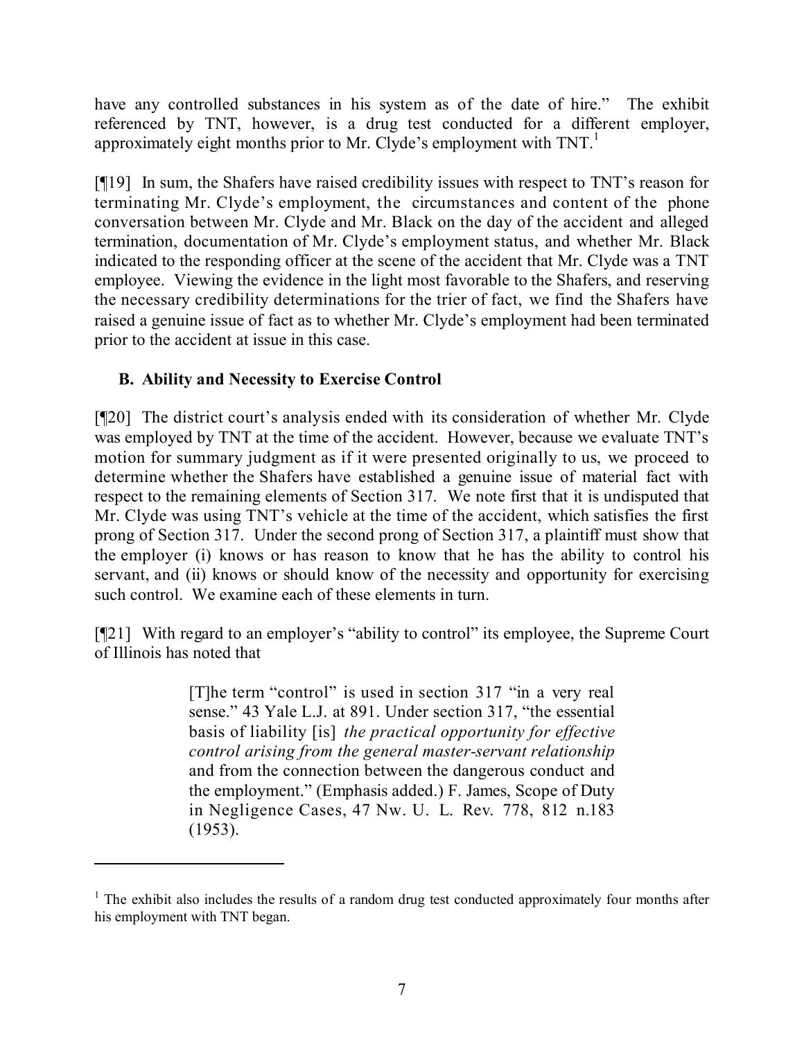have any controlled substances in his system as of the date of hire." The exhibit referenced by TNT, however, is a drug test conducted for a different employer, approximately eight months prior to Mr. Clyde's employment with TNT.[1]

[¶19] In sum, the Shafers have raised credibility issues with respect to TNT's reason for terminating Mr. Clyde's employment, the circumstances and content of the phone conversation between Mr. Clyde and Mr. Black on the day of the accident and alleged termination, documentation of Mr. Clyde's employment status, and whether Mr. Black indicated to the responding officer at the scene of the accident that Mr. Clyde was a TNT employee. Viewing the evidence in the light most favorable to the Shafers, and reserving the necessary credibility determinations for the trier of fact, we find the Shafers have raised a genuine issue of fact as to whether Mr. Clyde's employment had been terminated prior to the accident at issue in this case.

### B. Ability and Necessity to Exercise Control

[¶20] The district court's analysis ended with its consideration of whether Mr. Clyde was employed by TNT at the time of the accident. However, because we evaluate TNT's motion for summary judgment as if it were presented originally to us, we proceed to determine whether the Shafers have established a genuine issue of material fact with respect to the remaining elements of Section 317. We note first that it is undisputed that Mr. Clyde was using TNT's vehicle at the time of the accident, which satisfies the first prong of Section 317. Under the second prong of Section 317, a plaintiff must show that the employer (i) knows or has reason to know that he has the ability to control his servant, and (ii) knows or should know of the necessity and opportunity for exercising such control. We examine each of these elements in turn.

[¶21] With regard to an employer's "ability to control" its employee, the Supreme Court of Illinois has noted that

> [T]he term "control" is used in section 317 "in a very real sense." 43 Yale L.J. at 891. Under section 317, "the essential basis of liability [is] *the practical opportunity for effective control arising from the general master-servant relationship* and from the connection between the dangerous conduct and the employment." (Emphasis added.) F. James, Scope of Duty in Negligence Cases, 47 Nw. U. L. Rev. 778, 812 n.183 (1953).

---

[1] The exhibit also includes the results of a random drug test conducted approximately four months after his employment with TNT began.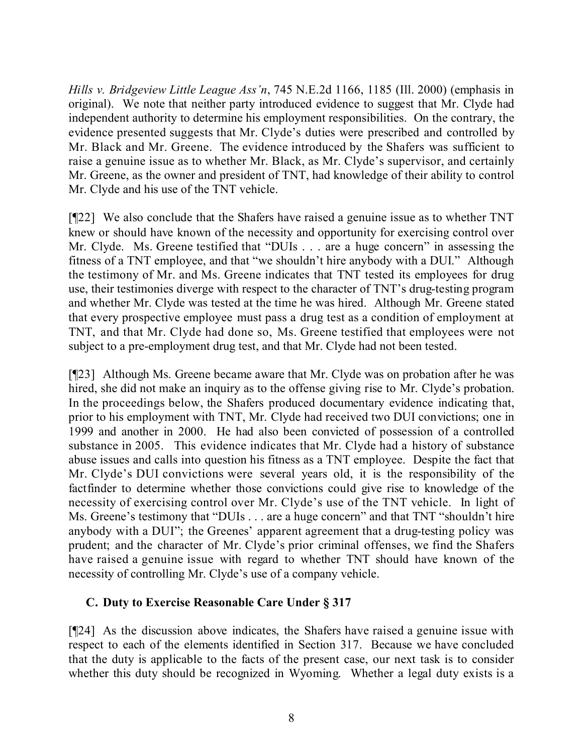*Hills v. Bridgeview Little League Ass'n*, 745 N.E.2d 1166, 1185 (Ill. 2000) (emphasis in original). We note that neither party introduced evidence to suggest that Mr. Clyde had independent authority to determine his employment responsibilities. On the contrary, the evidence presented suggests that Mr. Clyde's duties were prescribed and controlled by Mr. Black and Mr. Greene. The evidence introduced by the Shafers was sufficient to raise a genuine issue as to whether Mr. Black, as Mr. Clyde's supervisor, and certainly Mr. Greene, as the owner and president of TNT, had knowledge of their ability to control Mr. Clyde and his use of the TNT vehicle.

[¶22] We also conclude that the Shafers have raised a genuine issue as to whether TNT knew or should have known of the necessity and opportunity for exercising control over Mr. Clyde. Ms. Greene testified that "DUIs . . . are a huge concern" in assessing the fitness of a TNT employee, and that "we shouldn't hire anybody with a DUI." Although the testimony of Mr. and Ms. Greene indicates that TNT tested its employees for drug use, their testimonies diverge with respect to the character of TNT's drug-testing program and whether Mr. Clyde was tested at the time he was hired. Although Mr. Greene stated that every prospective employee must pass a drug test as a condition of employment at TNT, and that Mr. Clyde had done so, Ms. Greene testified that employees were not subject to a pre-employment drug test, and that Mr. Clyde had not been tested.

[¶23] Although Ms. Greene became aware that Mr. Clyde was on probation after he was hired, she did not make an inquiry as to the offense giving rise to Mr. Clyde's probation. In the proceedings below, the Shafers produced documentary evidence indicating that, prior to his employment with TNT, Mr. Clyde had received two DUI convictions; one in 1999 and another in 2000. He had also been convicted of possession of a controlled substance in 2005. This evidence indicates that Mr. Clyde had a history of substance abuse issues and calls into question his fitness as a TNT employee. Despite the fact that Mr. Clyde's DUI convictions were several years old, it is the responsibility of the factfinder to determine whether those convictions could give rise to knowledge of the necessity of exercising control over Mr. Clyde's use of the TNT vehicle. In light of Ms. Greene's testimony that "DUIs . . . are a huge concern" and that TNT "shouldn't hire anybody with a DUI"; the Greenes' apparent agreement that a drug-testing policy was prudent; and the character of Mr. Clyde's prior criminal offenses, we find the Shafers have raised a genuine issue with regard to whether TNT should have known of the necessity of controlling Mr. Clyde's use of a company vehicle.

### C. Duty to Exercise Reasonable Care Under § 317

[¶24] As the discussion above indicates, the Shafers have raised a genuine issue with respect to each of the elements identified in Section 317. Because we have concluded that the duty is applicable to the facts of the present case, our next task is to consider whether this duty should be recognized in Wyoming. Whether a legal duty exists is a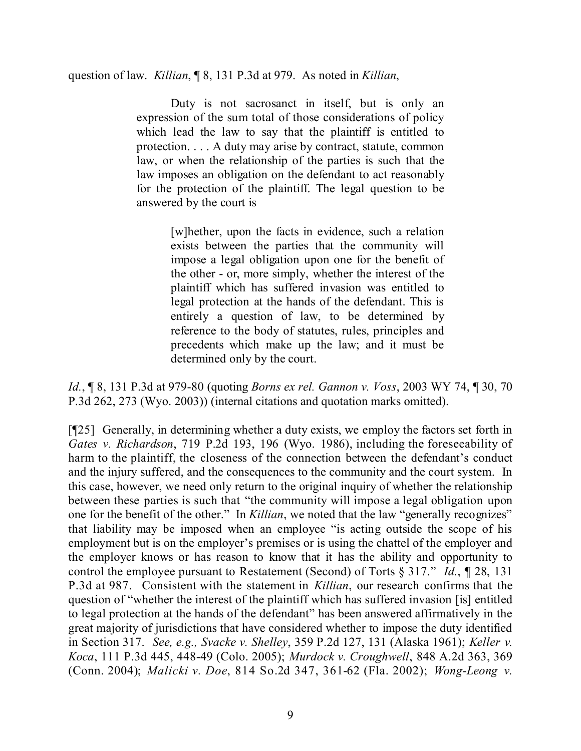question of law. *Killian*, ¶ 8, 131 P.3d at 979. As noted in *Killian*,

> Duty is not sacrosanct in itself, but is only an expression of the sum total of those considerations of policy which lead the law to say that the plaintiff is entitled to protection. . . . A duty may arise by contract, statute, common law, or when the relationship of the parties is such that the law imposes an obligation on the defendant to act reasonably for the protection of the plaintiff. The legal question to be answered by the court is
>
> > [w]hether, upon the facts in evidence, such a relation exists between the parties that the community will impose a legal obligation upon one for the benefit of the other - or, more simply, whether the interest of the plaintiff which has suffered invasion was entitled to legal protection at the hands of the defendant. This is entirely a question of law, to be determined by reference to the body of statutes, rules, principles and precedents which make up the law; and it must be determined only by the court.

*Id.*, ¶ 8, 131 P.3d at 979-80 (quoting *Borns ex rel. Gannon v. Voss*, 2003 WY 74, ¶ 30, 70 P.3d 262, 273 (Wyo. 2003)) (internal citations and quotation marks omitted).

[¶25] Generally, in determining whether a duty exists, we employ the factors set forth in *Gates v. Richardson*, 719 P.2d 193, 196 (Wyo. 1986), including the foreseeability of harm to the plaintiff, the closeness of the connection between the defendant's conduct and the injury suffered, and the consequences to the community and the court system. In this case, however, we need only return to the original inquiry of whether the relationship between these parties is such that "the community will impose a legal obligation upon one for the benefit of the other." In *Killian*, we noted that the law "generally recognizes" that liability may be imposed when an employee "is acting outside the scope of his employment but is on the employer's premises or is using the chattel of the employer and the employer knows or has reason to know that it has the ability and opportunity to control the employee pursuant to Restatement (Second) of Torts § 317." *Id.*, ¶ 28, 131 P.3d at 987. Consistent with the statement in *Killian*, our research confirms that the question of "whether the interest of the plaintiff which has suffered invasion [is] entitled to legal protection at the hands of the defendant" has been answered affirmatively in the great majority of jurisdictions that have considered whether to impose the duty identified in Section 317. *See, e.g., Svacke v. Shelley*, 359 P.2d 127, 131 (Alaska 1961); *Keller v. Koca*, 111 P.3d 445, 448-49 (Colo. 2005); *Murdock v. Croughwell*, 848 A.2d 363, 369 (Conn. 2004); *Malicki v. Doe*, 814 So.2d 347, 361-62 (Fla. 2002); *Wong-Leong v.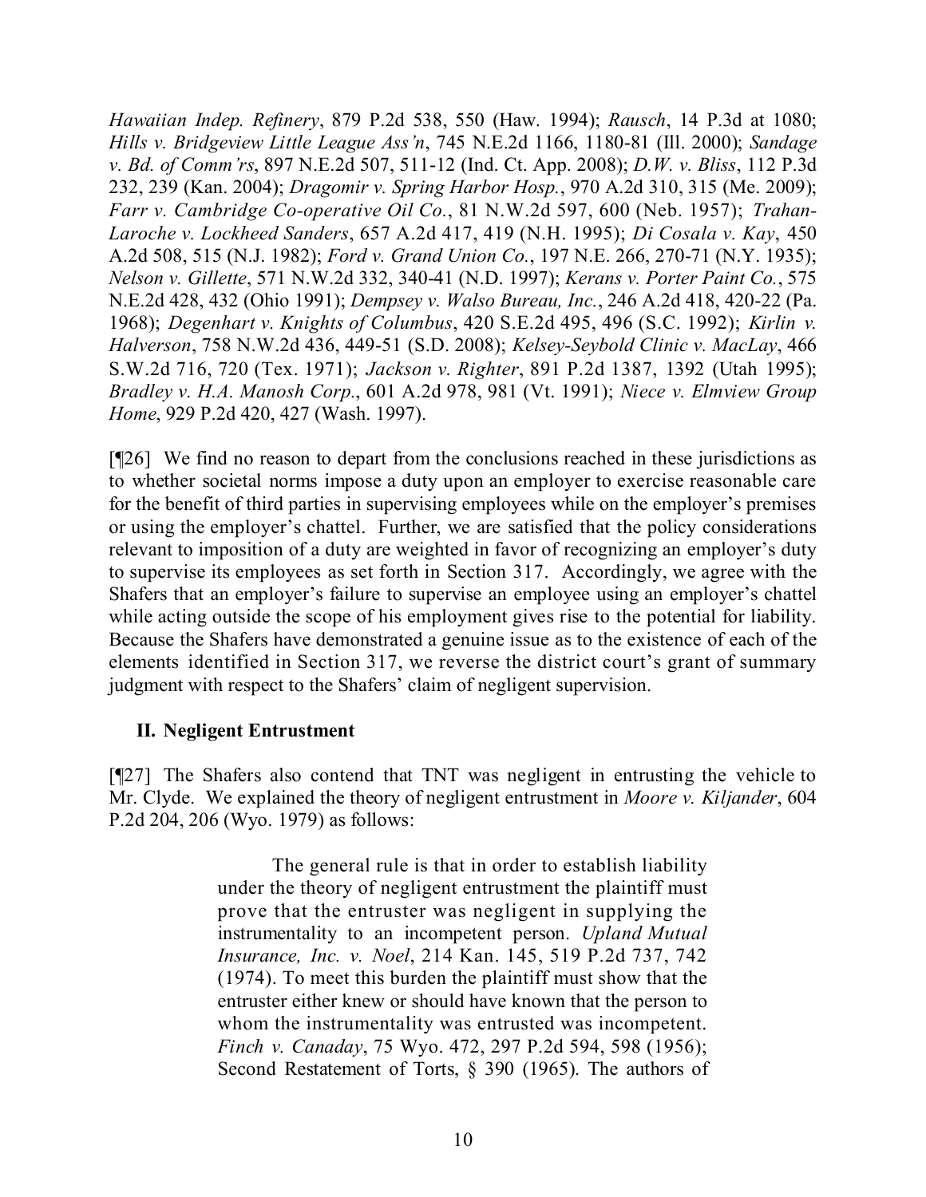*Hawaiian Indep. Refinery*, 879 P.2d 538, 550 (Haw. 1994); *Rausch*, 14 P.3d at 1080; *Hills v. Bridgeview Little League Ass'n*, 745 N.E.2d 1166, 1180-81 (Ill. 2000); *Sandage v. Bd. of Comm'rs*, 897 N.E.2d 507, 511-12 (Ind. Ct. App. 2008); *D.W. v. Bliss*, 112 P.3d 232, 239 (Kan. 2004); *Dragomir v. Spring Harbor Hosp.*, 970 A.2d 310, 315 (Me. 2009); *Farr v. Cambridge Co-operative Oil Co.*, 81 N.W.2d 597, 600 (Neb. 1957); *Trahan-Laroche v. Lockheed Sanders*, 657 A.2d 417, 419 (N.H. 1995); *Di Cosala v. Kay*, 450 A.2d 508, 515 (N.J. 1982); *Ford v. Grand Union Co.*, 197 N.E. 266, 270-71 (N.Y. 1935); *Nelson v. Gillette*, 571 N.W.2d 332, 340-41 (N.D. 1997); *Kerans v. Porter Paint Co.*, 575 N.E.2d 428, 432 (Ohio 1991); *Dempsey v. Walso Bureau, Inc.*, 246 A.2d 418, 420-22 (Pa. 1968); *Degenhart v. Knights of Columbus*, 420 S.E.2d 495, 496 (S.C. 1992); *Kirlin v. Halverson*, 758 N.W.2d 436, 449-51 (S.D. 2008); *Kelsey-Seybold Clinic v. MacLay*, 466 S.W.2d 716, 720 (Tex. 1971); *Jackson v. Righter*, 891 P.2d 1387, 1392 (Utah 1995); *Bradley v. H.A. Manosh Corp.*, 601 A.2d 978, 981 (Vt. 1991); *Niece v. Elmview Group Home*, 929 P.2d 420, 427 (Wash. 1997).

[¶26] We find no reason to depart from the conclusions reached in these jurisdictions as to whether societal norms impose a duty upon an employer to exercise reasonable care for the benefit of third parties in supervising employees while on the employer's premises or using the employer's chattel. Further, we are satisfied that the policy considerations relevant to imposition of a duty are weighted in favor of recognizing an employer's duty to supervise its employees as set forth in Section 317. Accordingly, we agree with the Shafers that an employer's failure to supervise an employee using an employer's chattel while acting outside the scope of his employment gives rise to the potential for liability. Because the Shafers have demonstrated a genuine issue as to the existence of each of the elements identified in Section 317, we reverse the district court's grant of summary judgment with respect to the Shafers' claim of negligent supervision.

## II. Negligent Entrustment

[¶27] The Shafers also contend that TNT was negligent in entrusting the vehicle to Mr. Clyde. We explained the theory of negligent entrustment in *Moore v. Kiljander*, 604 P.2d 204, 206 (Wyo. 1979) as follows:

> The general rule is that in order to establish liability under the theory of negligent entrustment the plaintiff must prove that the entruster was negligent in supplying the instrumentality to an incompetent person. *Upland Mutual Insurance, Inc. v. Noel*, 214 Kan. 145, 519 P.2d 737, 742 (1974). To meet this burden the plaintiff must show that the entruster either knew or should have known that the person to whom the instrumentality was entrusted was incompetent. *Finch v. Canaday*, 75 Wyo. 472, 297 P.2d 594, 598 (1956); Second Restatement of Torts, § 390 (1965). The authors of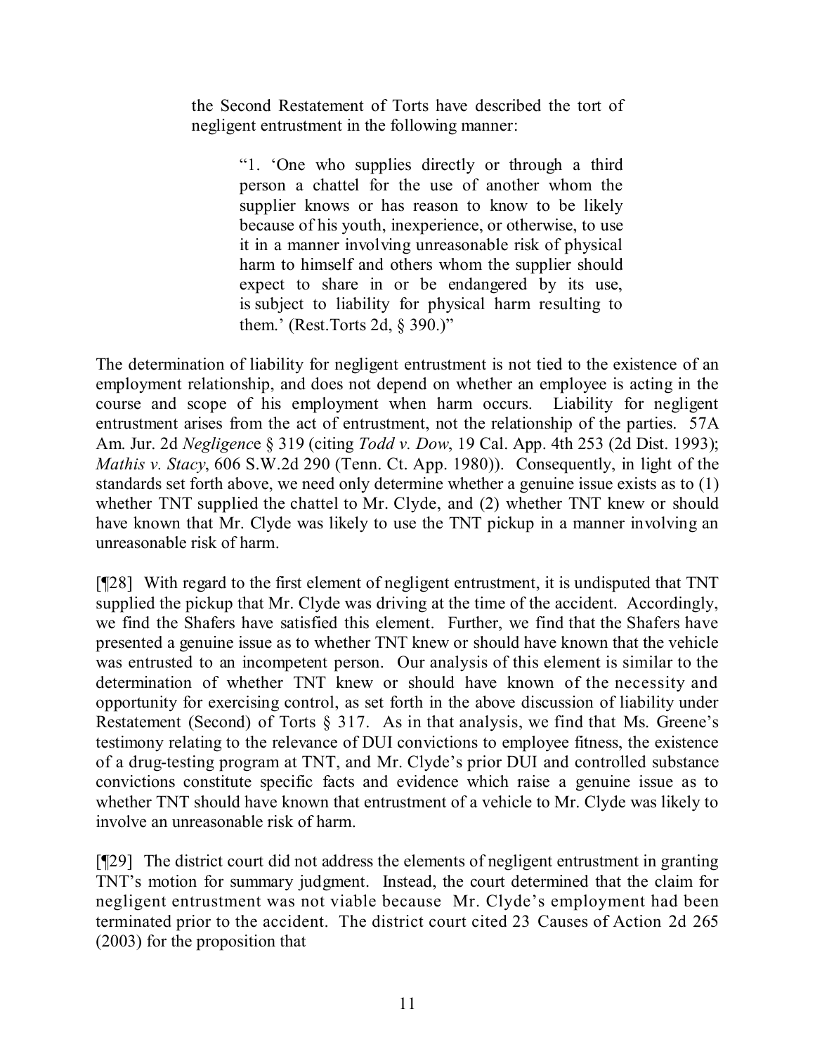the Second Restatement of Torts have described the tort of negligent entrustment in the following manner:

> "1. 'One who supplies directly or through a third person a chattel for the use of another whom the supplier knows or has reason to know to be likely because of his youth, inexperience, or otherwise, to use it in a manner involving unreasonable risk of physical harm to himself and others whom the supplier should expect to share in or be endangered by its use, is subject to liability for physical harm resulting to them.' (Rest.Torts 2d, § 390.)"

The determination of liability for negligent entrustment is not tied to the existence of an employment relationship, and does not depend on whether an employee is acting in the course and scope of his employment when harm occurs. Liability for negligent entrustment arises from the act of entrustment, not the relationship of the parties. 57A Am. Jur. 2d *Negligence* § 319 (citing *Todd v. Dow*, 19 Cal. App. 4th 253 (2d Dist. 1993); *Mathis v. Stacy*, 606 S.W.2d 290 (Tenn. Ct. App. 1980)). Consequently, in light of the standards set forth above, we need only determine whether a genuine issue exists as to (1) whether TNT supplied the chattel to Mr. Clyde, and (2) whether TNT knew or should have known that Mr. Clyde was likely to use the TNT pickup in a manner involving an unreasonable risk of harm.

[¶28] With regard to the first element of negligent entrustment, it is undisputed that TNT supplied the pickup that Mr. Clyde was driving at the time of the accident. Accordingly, we find the Shafers have satisfied this element. Further, we find that the Shafers have presented a genuine issue as to whether TNT knew or should have known that the vehicle was entrusted to an incompetent person. Our analysis of this element is similar to the determination of whether TNT knew or should have known of the necessity and opportunity for exercising control, as set forth in the above discussion of liability under Restatement (Second) of Torts § 317. As in that analysis, we find that Ms. Greene's testimony relating to the relevance of DUI convictions to employee fitness, the existence of a drug-testing program at TNT, and Mr. Clyde's prior DUI and controlled substance convictions constitute specific facts and evidence which raise a genuine issue as to whether TNT should have known that entrustment of a vehicle to Mr. Clyde was likely to involve an unreasonable risk of harm.

[¶29] The district court did not address the elements of negligent entrustment in granting TNT's motion for summary judgment. Instead, the court determined that the claim for negligent entrustment was not viable because Mr. Clyde's employment had been terminated prior to the accident. The district court cited 23 Causes of Action 2d 265 (2003) for the proposition that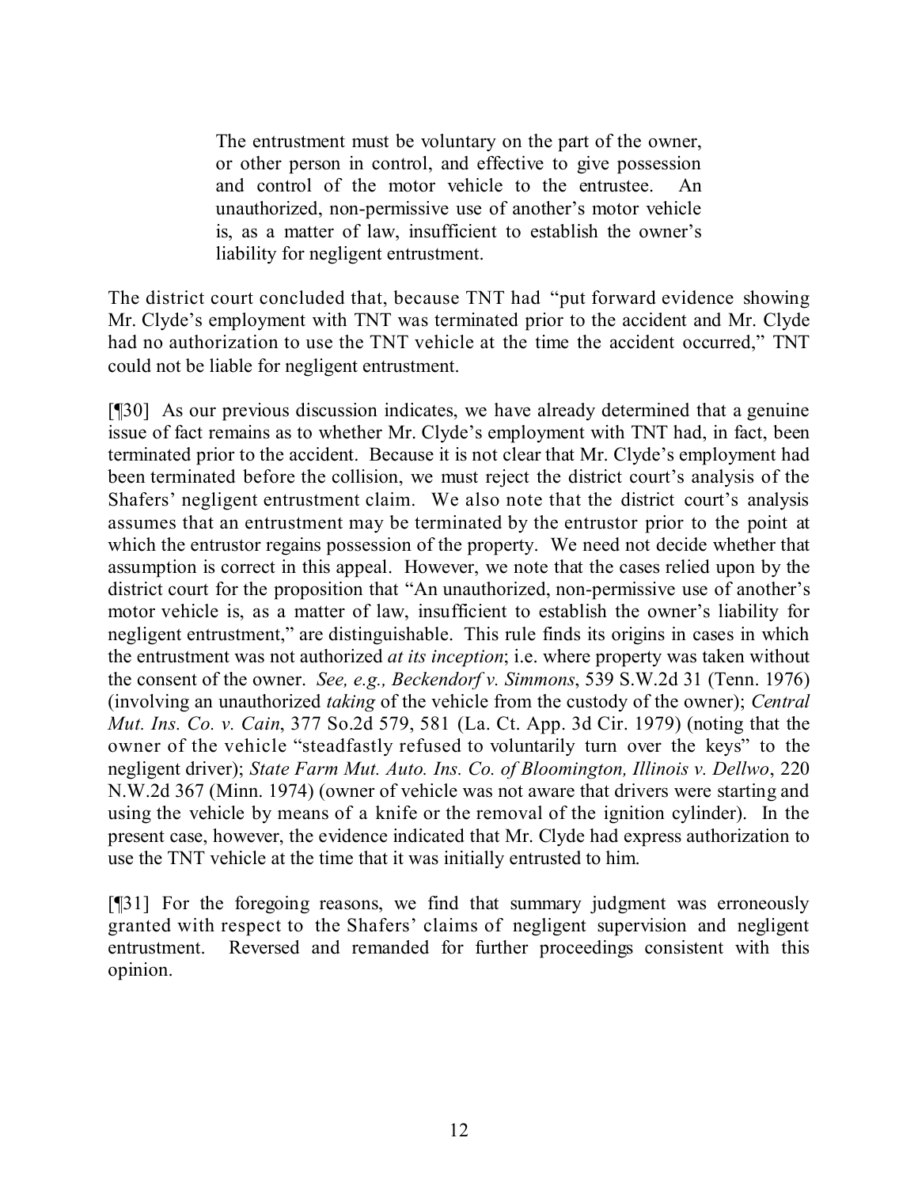> The entrustment must be voluntary on the part of the owner, or other person in control, and effective to give possession and control of the motor vehicle to the entrustee. An unauthorized, non-permissive use of another's motor vehicle is, as a matter of law, insufficient to establish the owner's liability for negligent entrustment.

The district court concluded that, because TNT had "put forward evidence showing Mr. Clyde's employment with TNT was terminated prior to the accident and Mr. Clyde had no authorization to use the TNT vehicle at the time the accident occurred," TNT could not be liable for negligent entrustment.

[¶30] As our previous discussion indicates, we have already determined that a genuine issue of fact remains as to whether Mr. Clyde's employment with TNT had, in fact, been terminated prior to the accident. Because it is not clear that Mr. Clyde's employment had been terminated before the collision, we must reject the district court's analysis of the Shafers' negligent entrustment claim. We also note that the district court's analysis assumes that an entrustment may be terminated by the entrustor prior to the point at which the entrustor regains possession of the property. We need not decide whether that assumption is correct in this appeal. However, we note that the cases relied upon by the district court for the proposition that "An unauthorized, non-permissive use of another's motor vehicle is, as a matter of law, insufficient to establish the owner's liability for negligent entrustment," are distinguishable. This rule finds its origins in cases in which the entrustment was not authorized *at its inception*; i.e. where property was taken without the consent of the owner. *See, e.g., Beckendorf v. Simmons*, 539 S.W.2d 31 (Tenn. 1976) (involving an unauthorized *taking* of the vehicle from the custody of the owner); *Central Mut. Ins. Co. v. Cain*, 377 So.2d 579, 581 (La. Ct. App. 3d Cir. 1979) (noting that the owner of the vehicle "steadfastly refused to voluntarily turn over the keys" to the negligent driver); *State Farm Mut. Auto. Ins. Co. of Bloomington, Illinois v. Dellwo*, 220 N.W.2d 367 (Minn. 1974) (owner of vehicle was not aware that drivers were starting and using the vehicle by means of a knife or the removal of the ignition cylinder). In the present case, however, the evidence indicated that Mr. Clyde had express authorization to use the TNT vehicle at the time that it was initially entrusted to him.

[¶31] For the foregoing reasons, we find that summary judgment was erroneously granted with respect to the Shafers' claims of negligent supervision and negligent entrustment. Reversed and remanded for further proceedings consistent with this opinion.